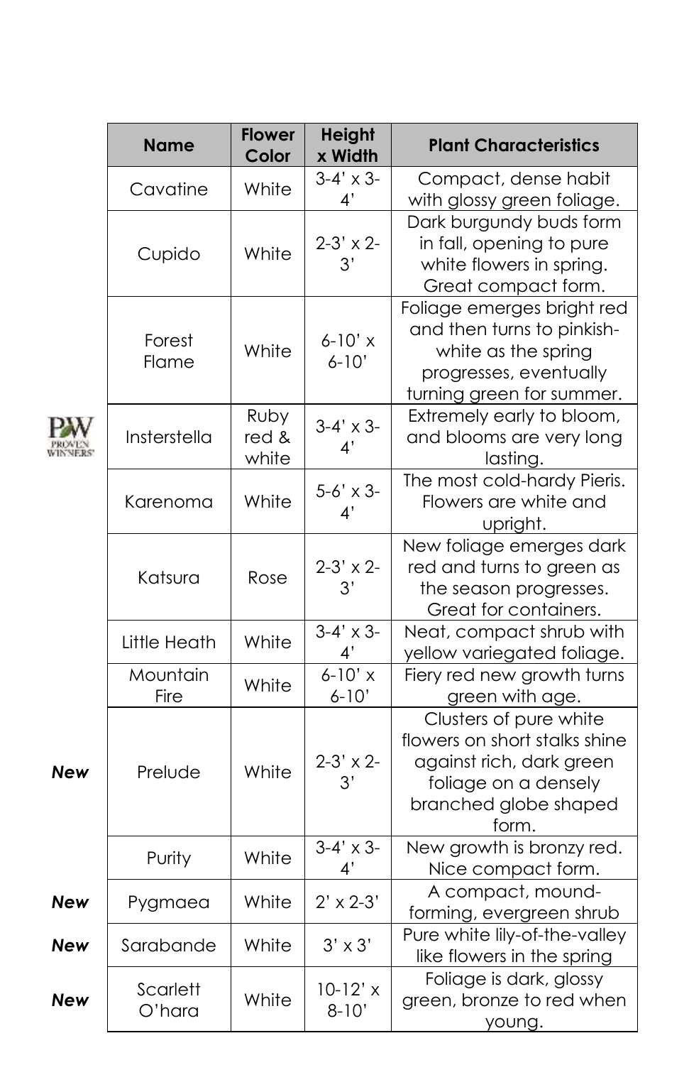|  | Name | Flower Color | Height x Width | Plant Characteristics |
|---|---|---|---|---|
|  | Cavatine | White | 3-4' x 3-4' | Compact, dense habit with glossy green foliage. |
|  | Cupido | White | 2-3' x 2-3' | Dark burgundy buds form in fall, opening to pure white flowers in spring. Great compact form. |
|  | Forest Flame | White | 6-10' x 6-10' | Foliage emerges bright red and then turns to pinkish-white as the spring progresses, eventually turning green for summer. |
| PW PROVEN WINNERS | Insterstella | Ruby red & white | 3-4' x 3-4' | Extremely early to bloom, and blooms are very long lasting. |
|  | Karenoma | White | 5-6' x 3-4' | The most cold-hardy Pieris. Flowers are white and upright. |
|  | Katsura | Rose | 2-3' x 2-3' | New foliage emerges dark red and turns to green as the season progresses. Great for containers. |
|  | Little Heath | White | 3-4' x 3-4' | Neat, compact shrub with yellow variegated foliage. |
|  | Mountain Fire | White | 6-10' x 6-10' | Fiery red new growth turns green with age. |
| ***New*** | Prelude | White | 2-3' x 2-3' | Clusters of pure white flowers on short stalks shine against rich, dark green foliage on a densely branched globe shaped form. |
|  | Purity | White | 3-4' x 3-4' | New growth is bronzy red. Nice compact form. |
| ***New*** | Pygmaea | White | 2' x 2-3' | A compact, mound-forming, evergreen shrub |
| ***New*** | Sarabande | White | 3' x 3' | Pure white lily-of-the-valley like flowers in the spring |
| ***New*** | Scarlett O'hara | White | 10-12' x 8-10' | Foliage is dark, glossy green, bronze to red when young. |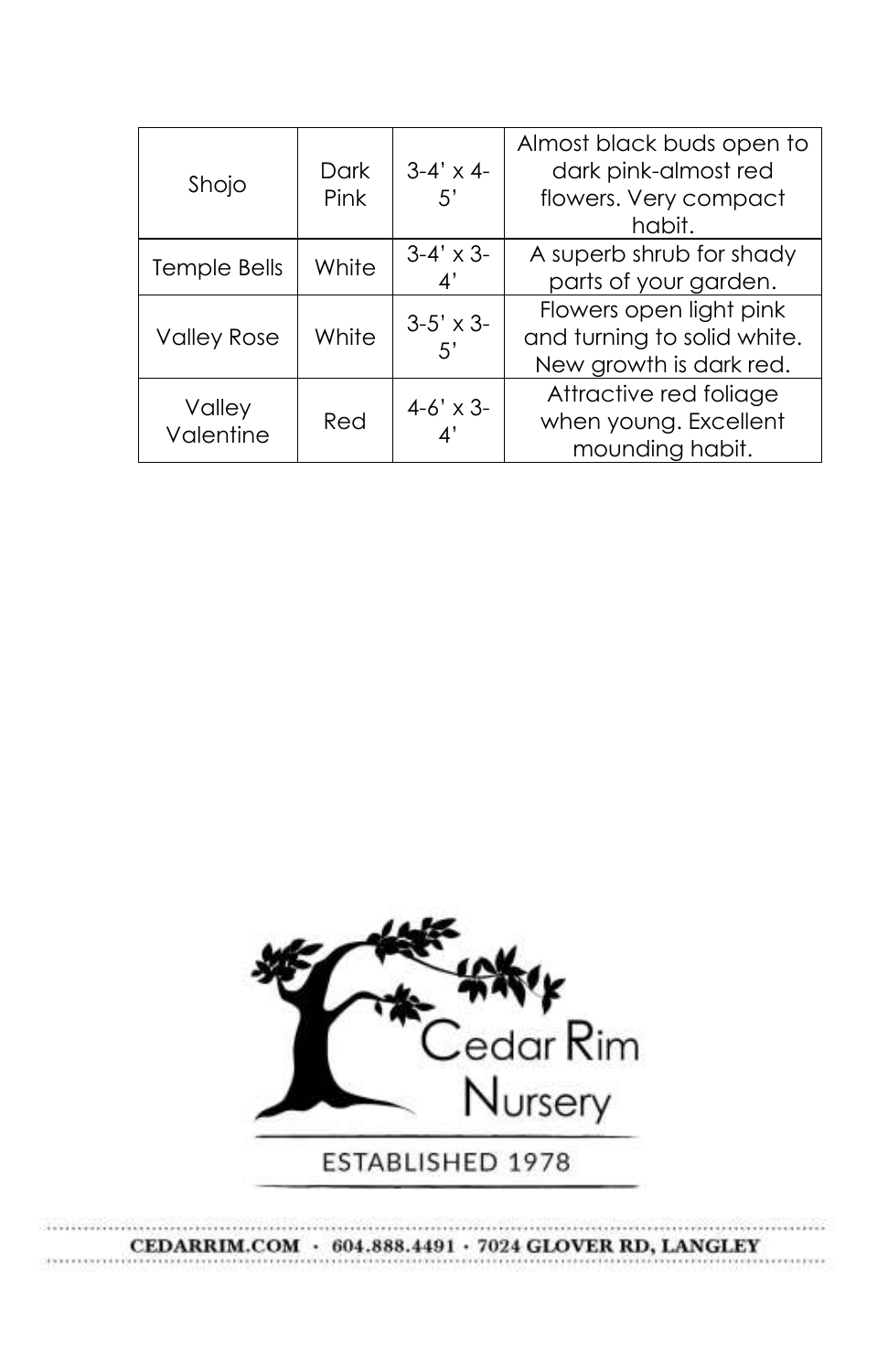| | | | |
|---|---|---|---|
| Shojo | Dark Pink | 3-4' x 4-5' | Almost black buds open to dark pink-almost red flowers. Very compact habit. |
| Temple Bells | White | 3-4' x 3-4' | A superb shrub for shady parts of your garden. |
| Valley Rose | White | 3-5' x 3-5' | Flowers open light pink and turning to solid white. New growth is dark red. |
| Valley Valentine | Red | 4-6' x 3-4' | Attractive red foliage when young. Excellent mounding habit. |

Cedar Rim Nursery

ESTABLISHED 1978

CEDARRIM.COM · 604.888.4491 · 7024 GLOVER RD, LANGLEY